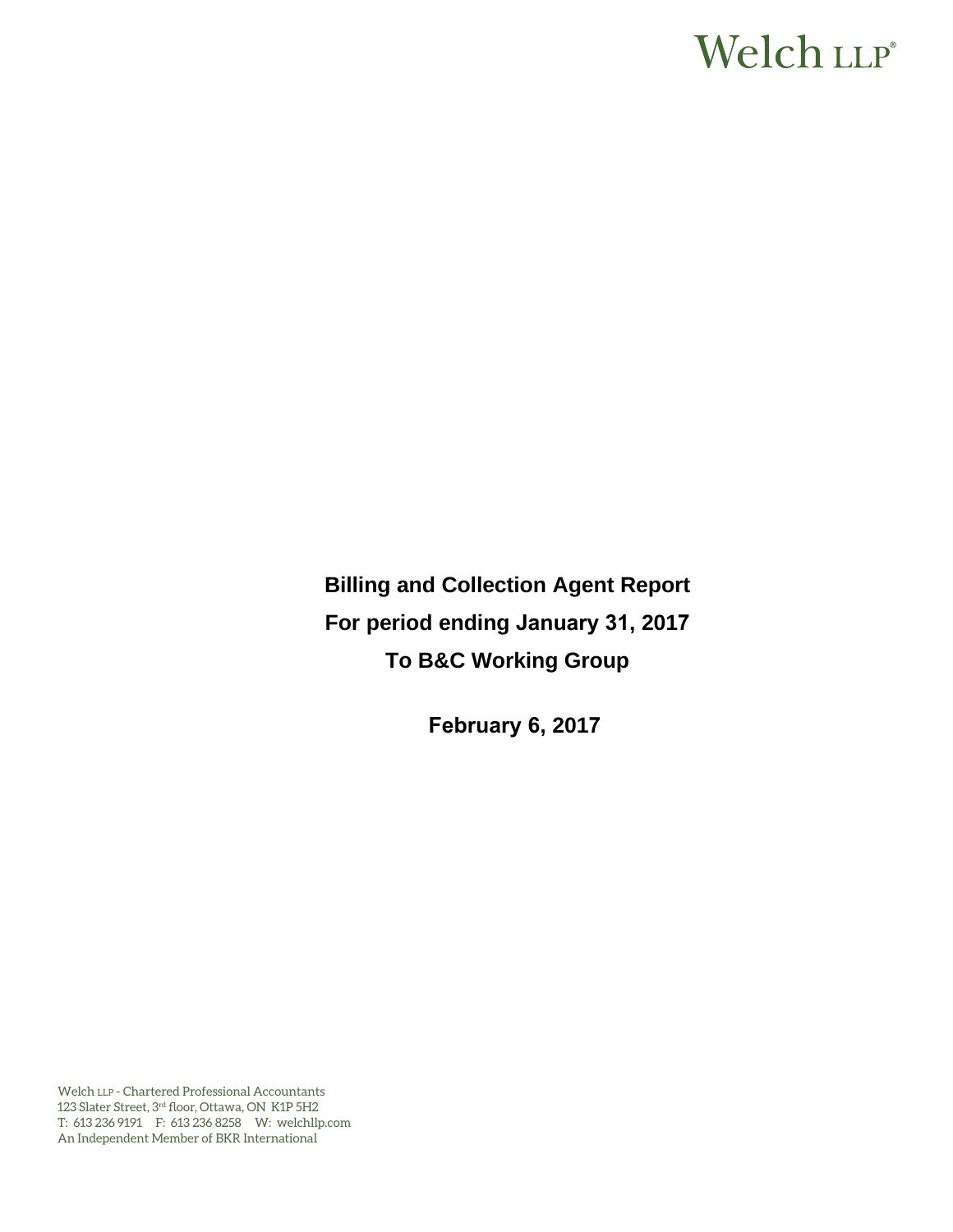Welch LLP®

# Billing and Collection Agent Report

## For period ending January 31, 2017

## To B&C Working Group

**February 6, 2017**

Welch LLP - Chartered Professional Accountants
123 Slater Street, 3rd floor, Ottawa, ON K1P 5H2
T: 613 236 9191 F: 613 236 8258 W: welchllp.com
An Independent Member of BKR International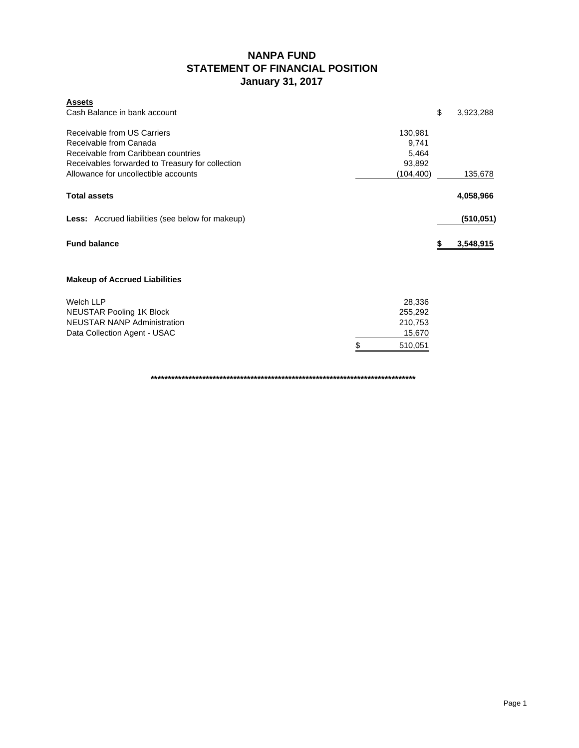# NANPA FUND
## STATEMENT OF FINANCIAL POSITION
### January 31, 2017

**Assets**

| | | |
|---|---|---|
| Cash Balance in bank account | | $ 3,923,288 |
| | | |
| Receivable from US Carriers | 130,981 | |
| Receivable from Canada | 9,741 | |
| Receivable from Caribbean countries | 5,464 | |
| Receivables forwarded to Treasury for collection | 93,892 | |
| Allowance for uncollectible accounts | (104,400) | 135,678 |
| | | |
| **Total assets** | | **4,058,966** |
| | | |
| **Less:** Accrued liabilities (see below for makeup) | | **(510,051)** |
| | | |
| **Fund balance** | | **$ 3,548,915** |

**Makeup of Accrued Liabilities**

| | |
|---|---|
| Welch LLP | 28,336 |
| NEUSTAR Pooling 1K Block | 255,292 |
| NEUSTAR NANP Administration | 210,753 |
| Data Collection Agent - USAC | 15,670 |
| | $ 510,051 |

**********************************************************************************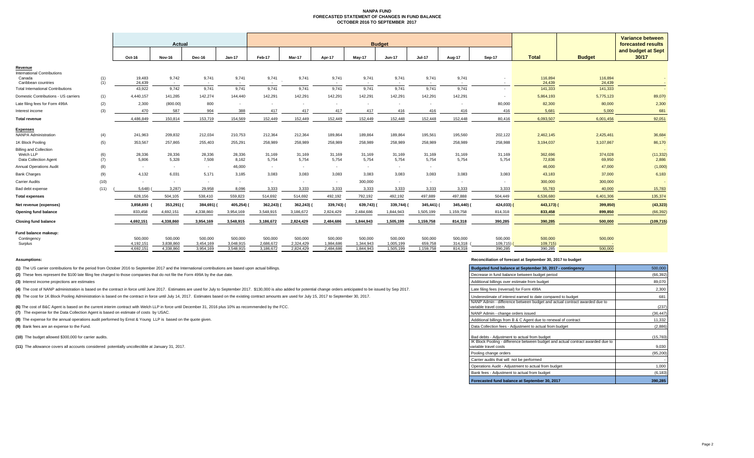# NANPA FUND
## FORECASTED STATEMENT OF CHANGES IN FUND BALANCE
## OCTOBER 2016 TO SEPTEMBER 2017

| | | Actual | | | | Budget | | | | | | | | | | Variance between forecasted results and budget at Sept 30/17 |
|---|---|---|---|---|---|---|---|---|---|---|---|---|---|---|---|---|
| | | Oct-16 | Nov-16 | Dec-16 | Jan-17 | Feb-17 | Mar-17 | Apr-17 | May-17 | Jun-17 | Jul-17 | Aug-17 | Sep-17 | Total | Budget | |
| **Revenue** | | | | | | | | | | | | | | | | |
| International Contributions | | | | | | | | | | | | | | | | |
| Canada | (1) | 19,483 | 9,742 | 9,741 | 9,741 | 9,741 | 9,741 | 9,741 | 9,741 | 9,741 | 9,741 | 9,741 | - | 116,894 | 116,894 | - |
| Caribbean countries | (1) | 24,439 | - | - | - | - | - | - | - | - | - | - | - | 24,439 | 24,439 | - |
| Total International Contributions | | 43,922 | 9,742 | 9,741 | 9,741 | 9,741 | 9,741 | 9,741 | 9,741 | 9,741 | 9,741 | 9,741 | - | 141,333 | 141,333 | - |
| Domestic Contributions - US carriers | (1) | 4,440,157 | 141,285 | 142,274 | 144,440 | 142,291 | 142,291 | 142,291 | 142,291 | 142,291 | 142,291 | 142,291 | - | 5,864,193 | 5,775,123 | 89,070 |
| Late filing fees for Form 499A | (2) | 2,300 | (800.00) | 800 | - | - | - | - | - | - | - | - | 80,000 | 82,300 | 80,000 | 2,300 |
| Interest income | (3) | 470 | 587 | 904 | 388 | 417 | 417 | 417 | 417 | 416 | 416 | 416 | 416 | 5,681 | 5,000 | 681 |
| **Total revenue** | | 4,486,849 | 150,814 | 153,719 | 154,569 | 152,449 | 152,449 | 152,449 | 152,449 | 152,448 | 152,448 | 152,448 | 80,416 | 6,093,507 | 6,001,456 | 92,051 |
| **Expenses** | | | | | | | | | | | | | | | | |
| NANPA Administration | (4) | 241,963 | 209,832 | 212,034 | 210,753 | 212,364 | 212,364 | 189,864 | 189,864 | 189,864 | 195,561 | 195,560 | 202,122 | 2,462,145 | 2,425,461 | 36,684 |
| 1K Block Pooling | (5) | 353,567 | 257,865 | 255,403 | 255,291 | 258,989 | 258,989 | 258,989 | 258,989 | 258,989 | 258,989 | 258,989 | 258,988 | 3,194,037 | 3,107,867 | 86,170 |
| Billing and Collection | | | | | | | | | | | | | | | | - |
| Welch LLP | (6) | 28,336 | 28,336 | 28,336 | 28,336 | 31,169 | 31,169 | 31,169 | 31,169 | 31,169 | 31,169 | 31,169 | 31,169 | 362,696 | 374,028 | (11,332) |
| Data Collection Agent | (7) | 5,806 | 5,328 | 7,508 | 8,162 | 5,754 | 5,754 | 5,754 | 5,754 | 5,754 | 5,754 | 5,754 | 5,754 | 72,836 | 69,950 | 2,886 |
| Annual Operations Audit | (8) | - | - | - | 46,000 | - | - | - | - | - | - | - | - | 46,000 | 47,000 | (1,000) |
| Bank Charges | (9) | 4,132 | 6,031 | 5,171 | 3,185 | 3,083 | 3,083 | 3,083 | 3,083 | 3,083 | 3,083 | 3,083 | 3,083 | 43,183 | 37,000 | 6,183 |
| Carrier Audits | (10) | - | - | - | - | - | - | - | 300,000 | - | - | - | - | 300,000 | 300,000 | - |
| Bad debt expense | (11) | (5,648) | (3,287) | 29,958 | 8,096 | 3,333 | 3,333 | 3,333 | 3,333 | 3,333 | 3,333 | 3,333 | 3,333 | 55,783 | 40,000 | 15,783 |
| **Total expenses** | | 628,156 | 504,105 | 538,410 | 559,823 | 514,692 | 514,692 | 492,192 | 792,192 | 492,192 | 497,889 | 497,888 | 504,449 | 6,536,680 | 6,401,306 | 135,374 |
| **Net revenue (expenses)** | | 3,858,693 | (353,291) | (384,691) | (405,254) | (362,243) | (362,243) | (339,743) | (639,743) | (339,744) | (345,441) | (345,440) | (424,033) | (443,173) | (399,850) | (43,323) |
| **Opening fund balance** | | 833,458 | 4,692,151 | 4,338,860 | 3,954,169 | 3,548,915 | 3,186,672 | 2,824,429 | 2,484,686 | 1,844,943 | 1,505,199 | 1,159,758 | 814,318 | 833,458 | 899,850 | (66,392) |
| **Closing fund balance** | | 4,692,151 | 4,338,860 | 3,954,169 | 3,548,915 | 3,186,672 | 2,824,429 | 2,484,686 | 1,844,943 | 1,505,199 | 1,159,758 | 814,318 | 390,285 | 390,285 | 500,000 | (109,715) |
| **Fund balance makeup:** | | | | | | | | | | | | | | | | |
| Contingency | | 500,000 | 500,000 | 500,000 | 500,000 | 500,000 | 500,000 | 500,000 | 500,000 | 500,000 | 500,000 | 500,000 | 500,000 | 500,000 | 500,000 | |
| Surplus | | 4,192,151 | 3,838,860 | 3,454,169 | 3,048,915 | 2,686,672 | 2,324,429 | 1,984,686 | 1,344,943 | 1,005,199 | 659,758 | 314,318 | (109,715) | (109,715) | - | |
| | | 4,692,151 | 4,338,860 | 3,954,169 | 3,548,915 | 3,186,672 | 2,824,429 | 2,484,686 | 1,844,943 | 1,505,199 | 1,159,758 | 814,318 | 390,285 | 390,285 | 500,000 | |

**Assumptions:**

**(1)** The US carrier contributions for the period from October 2016 to September 2017 and the International contributions are based upon actual billings.

**(2)** These fees represent the $100 late filing fee charged to those companies that do not file the Form 499A by the due date.

**(3)** Interest income projections are estimates

**(4)** The cost of NANP administration is based on the contract in force until June 2017. Estimates are used for July to September 2017. $130,000 is also added for potential change orders anticipated to be issued by Sep 2017.

**(5)** The cost for 1K Block Pooling Administration is based on the contract in force until July 14, 2017. Estimates based on the existing contract amounts are used for July 15, 2017 to September 30, 2017.

**(6)** The cost of B&C Agent is based on the current interim contract with Welch LLP in force until December 31, 2016 plus 10% as recommended by the FCC.

**(7)** The expense for the Data Collection Agent is based on estimate of costs by USAC.

**(8)** The expense for the annual operations audit performed by Ernst & Young LLP is based on the quote given.

**(9)** Bank fees are an expense to the Fund.

**(10)** The budget allowed $300,000 for carrier audits.

**(11)** The allowance covers all accounts considered potentially uncollectible at January 31, 2017.

**Reconciliation of forecast at September 30, 2017 to budget**

| | |
|---|---|
| Budgeted fund balance at September 30, 2017 - contingency | 500,000 |
| Decrease in fund balance between budget period | (66,392) |
| Additional billings over estimate from budget | 89,070 |
| Late filing fees (reversal) for Form 499A | 2,300 |
| Underestimate of interest earned to date compared to budget | 681 |
| NANP Admin - difference between budget and actual contract awarded due to variable travel costs | (237) |
| NANP Admin - change orders issued | (36,447) |
| Additional billings from B & C Agent due to renewal of contract | 11,332 |
| Data Collection fees - Adjustment to actual from budget | (2,886) |
| Bad debts - Adjustment to actual from budget | (15,783) |
| IK Block Pooling - difference between budget and actual contract awarded due to variable travel costs | 9,030 |
| Pooling change orders | (95,200) |
| Carrier audits that will not be performed | - |
| Operations Audit - Adjustment to actual from budget | 1,000 |
| Bank fees - Adjustment to actual from budget | (6,183) |
| **Forecasted fund balance at September 30, 2017** | **390,285** |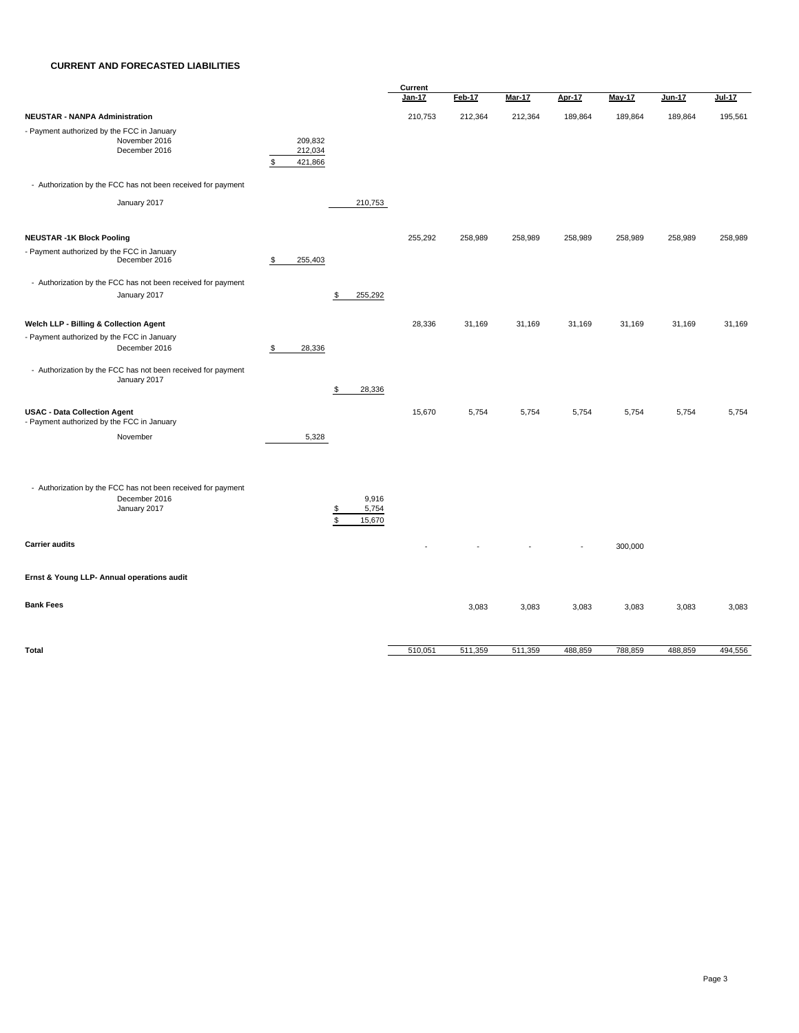**CURRENT AND FORECASTED LIABILITIES**

| | | | Current Jan-17 | Feb-17 | Mar-17 | Apr-17 | May-17 | Jun-17 | Jul-17 |
|---|---|---|---|---|---|---|---|---|---|
| **NEUSTAR - NANPA Administration** | | | 210,753 | 212,364 | 212,364 | 189,864 | 189,864 | 189,864 | 195,561 |
| - Payment authorized by the FCC in January | | | | | | | | | |
| November 2016 | 209,832 | | | | | | | | |
| December 2016 | 212,034 | | | | | | | | |
| | $ 421,866 | | | | | | | | |
| - Authorization by the FCC has not been received for payment | | | | | | | | | |
| January 2017 | | 210,753 | | | | | | | |
| **NEUSTAR -1K Block Pooling** | | | 255,292 | 258,989 | 258,989 | 258,989 | 258,989 | 258,989 | 258,989 |
| - Payment authorized by the FCC in January | | | | | | | | | |
| December 2016 | $ 255,403 | | | | | | | | |
| - Authorization by the FCC has not been received for payment | | | | | | | | | |
| January 2017 | | $ 255,292 | | | | | | | |
| **Welch LLP - Billing & Collection Agent** | | | 28,336 | 31,169 | 31,169 | 31,169 | 31,169 | 31,169 | 31,169 |
| - Payment authorized by the FCC in January | | | | | | | | | |
| December 2016 | $ 28,336 | | | | | | | | |
| - Authorization by the FCC has not been received for payment | | | | | | | | | |
| January 2017 | | $ 28,336 | | | | | | | |
| **USAC - Data Collection Agent** | | | 15,670 | 5,754 | 5,754 | 5,754 | 5,754 | 5,754 | 5,754 |
| - Payment authorized by the FCC in January | | | | | | | | | |
| November | 5,328 | | | | | | | | |
| - Authorization by the FCC has not been received for payment | | | | | | | | | |
| December 2016 | | 9,916 | | | | | | | |
| January 2017 | | $ 5,754 | | | | | | | |
| | | $ 15,670 | | | | | | | |
| **Carrier audits** | | | - | - | - | - | 300,000 | | |
| **Ernst & Young LLP- Annual operations audit** | | | | | | | | | |
| **Bank Fees** | | | | 3,083 | 3,083 | 3,083 | 3,083 | 3,083 | 3,083 |
| **Total** | | | 510,051 | 511,359 | 511,359 | 488,859 | 788,859 | 488,859 | 494,556 |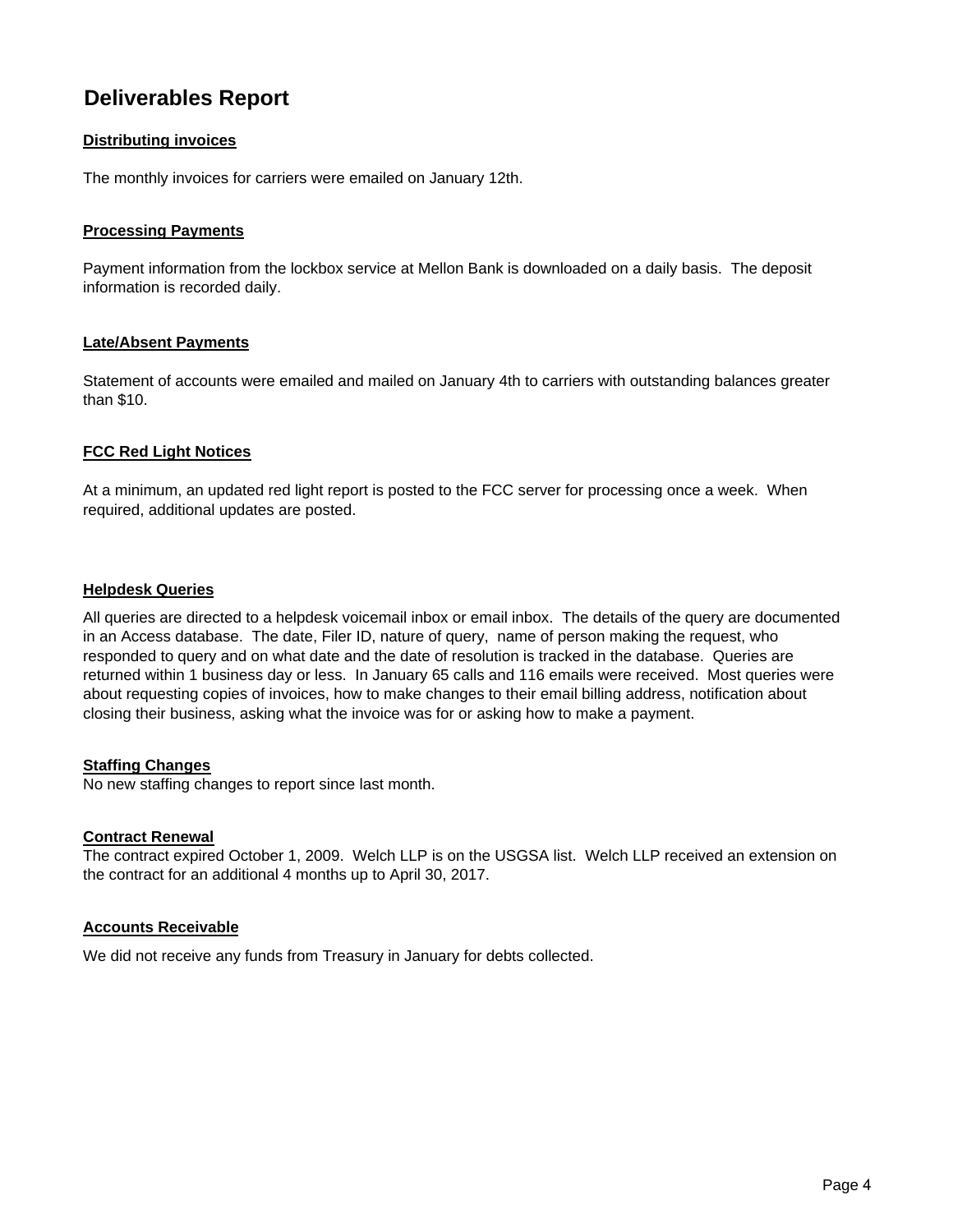# Deliverables Report

**Distributing invoices**

The monthly invoices for carriers were emailed on January 12th.

**Processing Payments**

Payment information from the lockbox service at Mellon Bank is downloaded on a daily basis. The deposit information is recorded daily.

**Late/Absent Payments**

Statement of accounts were emailed and mailed on January 4th to carriers with outstanding balances greater than $10.

**FCC Red Light Notices**

At a minimum, an updated red light report is posted to the FCC server for processing once a week. When required, additional updates are posted.

**Helpdesk Queries**

All queries are directed to a helpdesk voicemail inbox or email inbox. The details of the query are documented in an Access database. The date, Filer ID, nature of query, name of person making the request, who responded to query and on what date and the date of resolution is tracked in the database. Queries are returned within 1 business day or less. In January 65 calls and 116 emails were received. Most queries were about requesting copies of invoices, how to make changes to their email billing address, notification about closing their business, asking what the invoice was for or asking how to make a payment.

**Staffing Changes**

No new staffing changes to report since last month.

**Contract Renewal**

The contract expired October 1, 2009. Welch LLP is on the USGSA list. Welch LLP received an extension on the contract for an additional 4 months up to April 30, 2017.

**Accounts Receivable**

We did not receive any funds from Treasury in January for debts collected.